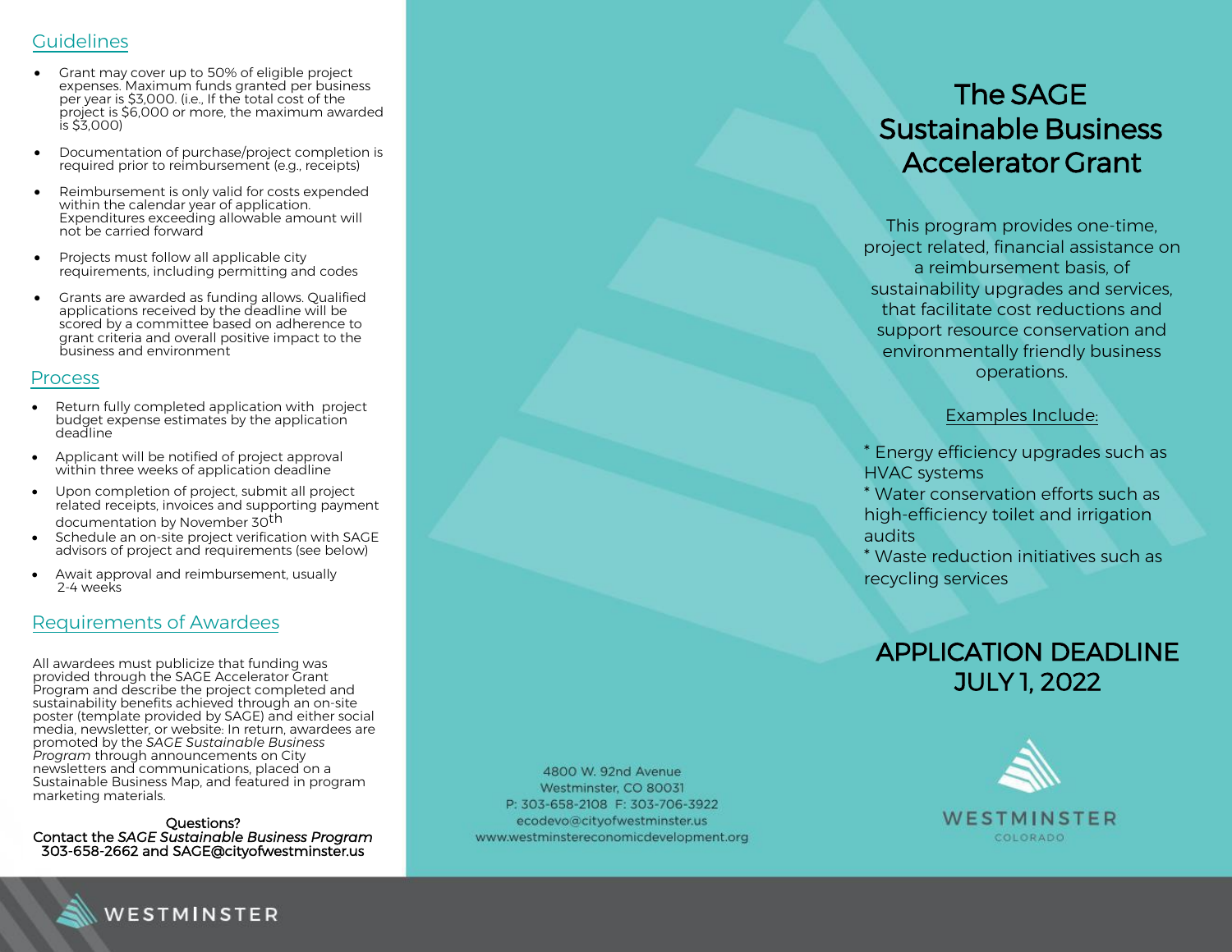## Guidelines

- Grant may cover up to 50% of eligible project expenses. Maximum funds granted per business per year is $3,000. (i.e., If the total cost of the project is $6,000 or more, the maximum awarded is $3,000)
- Documentation of purchase/project completion is required prior to reimbursement (e.g., receipts)
- Reimbursement is only valid for costs expended within the calendar year of application. Expenditures exceeding allowable amount will not be carried forward
- Projects must follow all applicable city requirements, including permitting and codes
- Grants are awarded as funding allows. Qualified applications received by the deadline will be scored by a committee based on adherence to grant criteria and overall positive impact to the business and environment

## Process

- Return fully completed application with project budget expense estimates by the application deadline
- Applicant will be notified of project approval within three weeks of application deadline
- Upon completion of project, submit all project related receipts, invoices and supporting payment documentation by November 30th
- Schedule an on-site project verification with SAGE advisors of project and requirements (see below)
- Await approval and reimbursement, usually 2-4 weeks

## Requirements of Awardees

All awardees must publicize that funding was provided through the SAGE Accelerator Grant Program and describe the project completed and sustainability benefits achieved through an on-site poster (template provided by SAGE) and either social media, newsletter, or website: In return, awardees are promoted by the *SAGE Sustainable Business Program* through announcements on City newsletters and communications, placed on a Sustainable Business Map, and featured in program marketing materials.

Questions?
Contact the *SAGE Sustainable Business Program*
303-658-2662 and SAGE@cityofwestminster.us

4800 W. 92nd Avenue
Westminster, CO 80031
P: 303-658-2108 F: 303-706-3922
ecodevo@cityofwestminster.us
www.westminstereconomicdevelopment.org

# The SAGE Sustainable Business Accelerator Grant

This program provides one-time, project related, financial assistance on a reimbursement basis, of sustainability upgrades and services, that facilitate cost reductions and support resource conservation and environmentally friendly business operations.

Examples Include:

* Energy efficiency upgrades such as HVAC systems
* Water conservation efforts such as high-efficiency toilet and irrigation audits
* Waste reduction initiatives such as recycling services

## APPLICATION DEADLINE JULY 1, 2022

WESTMINSTER
COLORADO

WESTMINSTER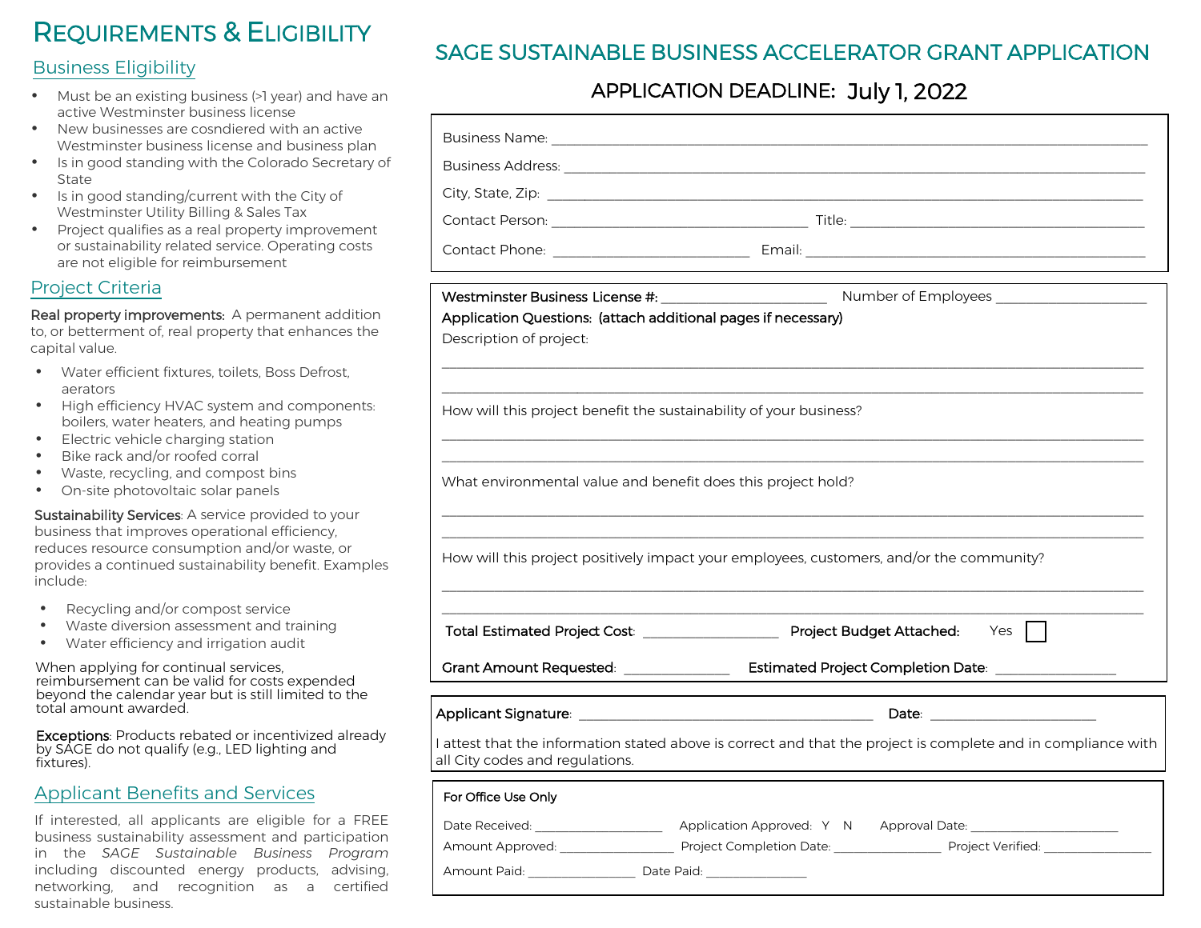# Requirements & Eligibility

## Business Eligibility

- Must be an existing business (>1 year) and have an active Westminster business license
- New businesses are cosndiered with an active Westminster business license and business plan
- Is in good standing with the Colorado Secretary of State
- Is in good standing/current with the City of Westminster Utility Billing & Sales Tax
- Project qualifies as a real property improvement or sustainability related service. Operating costs are not eligible for reimbursement

## Project Criteria

**Real property improvements:** A permanent addition to, or betterment of, real property that enhances the capital value.

- Water efficient fixtures, toilets, Boss Defrost, aerators
- High efficiency HVAC system and components: boilers, water heaters, and heating pumps
- Electric vehicle charging station
- Bike rack and/or roofed corral
- Waste, recycling, and compost bins
- On-site photovoltaic solar panels

**Sustainability Services**: A service provided to your business that improves operational efficiency, reduces resource consumption and/or waste, or provides a continued sustainability benefit. Examples include:

- Recycling and/or compost service
- Waste diversion assessment and training
- Water efficiency and irrigation audit

When applying for continual services, reimbursement can be valid for costs expended beyond the calendar year but is still limited to the total amount awarded.

**Exceptions**: Products rebated or incentivized already by SAGE do not qualify (e.g., LED lighting and fixtures).

## Applicant Benefits and Services

If interested, all applicants are eligible for a FREE business sustainability assessment and participation in the *SAGE Sustainable Business Program* including discounted energy products, advising, networking, and recognition as a certified sustainable business.

# SAGE SUSTAINABLE BUSINESS ACCELERATOR GRANT APPLICATION

**APPLICATION DEADLINE: July 1, 2022**

Business Name: ______________________________

Business Address: ______________________________

City, State, Zip: ______________________________

Contact Person: ____________________ Title: ____________________

Contact Phone: ____________________ Email: ____________________

**Westminster Business License #:** ____________________ Number of Employees ____________________

**Application Questions: (attach additional pages if necessary)**

Description of project:

______________________________

______________________________

How will this project benefit the sustainability of your business?

______________________________

______________________________

What environmental value and benefit does this project hold?

______________________________

______________________________

How will this project positively impact your employees, customers, and/or the community?

______________________________

______________________________

**Total Estimated Project Cost**: ____________________ **Project Budget Attached:** Yes ☐

**Grant Amount Requested**: ____________________ **Estimated Project Completion Date**: ____________________

**Applicant Signature**: ______________________________ **Date**: ____________________

I attest that the information stated above is correct and that the project is complete and in compliance with all City codes and regulations.

**For Office Use Only**

Date Received: ____________________ Application Approved: Y N Approval Date: ____________________

Amount Approved: ____________________ Project Completion Date: ____________________ Project Verified: ____________________

Amount Paid: ____________________ Date Paid: ____________________